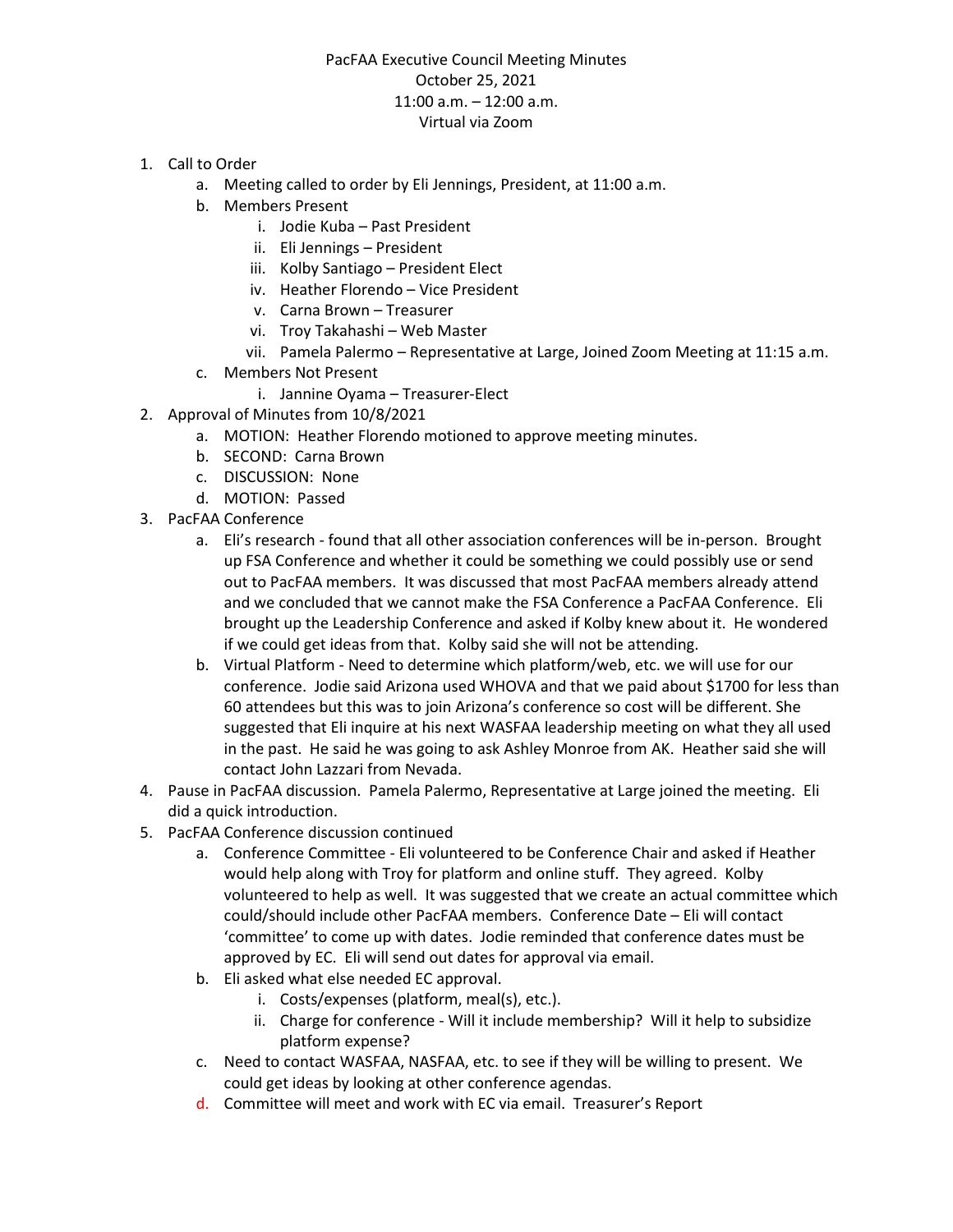PacFAA Executive Council Meeting Minutes
October 25, 2021
11:00 a.m. – 12:00 a.m.
Virtual via Zoom

1. Call to Order
    a. Meeting called to order by Eli Jennings, President, at 11:00 a.m.
    b. Members Present
        i. Jodie Kuba – Past President
        ii. Eli Jennings – President
        iii. Kolby Santiago – President Elect
        iv. Heather Florendo – Vice President
        v. Carna Brown – Treasurer
        vi. Troy Takahashi – Web Master
        vii. Pamela Palermo – Representative at Large, Joined Zoom Meeting at 11:15 a.m.
    c. Members Not Present
        i. Jannine Oyama – Treasurer-Elect
2. Approval of Minutes from 10/8/2021
    a. MOTION: Heather Florendo motioned to approve meeting minutes.
    b. SECOND: Carna Brown
    c. DISCUSSION: None
    d. MOTION: Passed
3. PacFAA Conference
    a. Eli's research - found that all other association conferences will be in-person. Brought up FSA Conference and whether it could be something we could possibly use or send out to PacFAA members. It was discussed that most PacFAA members already attend and we concluded that we cannot make the FSA Conference a PacFAA Conference. Eli brought up the Leadership Conference and asked if Kolby knew about it. He wondered if we could get ideas from that. Kolby said she will not be attending.
    b. Virtual Platform - Need to determine which platform/web, etc. we will use for our conference. Jodie said Arizona used WHOVA and that we paid about $1700 for less than 60 attendees but this was to join Arizona's conference so cost will be different. She suggested that Eli inquire at his next WASFAA leadership meeting on what they all used in the past. He said he was going to ask Ashley Monroe from AK. Heather said she will contact John Lazzari from Nevada.
4. Pause in PacFAA discussion. Pamela Palermo, Representative at Large joined the meeting. Eli did a quick introduction.
5. PacFAA Conference discussion continued
    a. Conference Committee - Eli volunteered to be Conference Chair and asked if Heather would help along with Troy for platform and online stuff. They agreed. Kolby volunteered to help as well. It was suggested that we create an actual committee which could/should include other PacFAA members. Conference Date – Eli will contact 'committee' to come up with dates. Jodie reminded that conference dates must be approved by EC. Eli will send out dates for approval via email.
    b. Eli asked what else needed EC approval.
        i. Costs/expenses (platform, meal(s), etc.).
        ii. Charge for conference - Will it include membership? Will it help to subsidize platform expense?
    c. Need to contact WASFAA, NASFAA, etc. to see if they will be willing to present. We could get ideas by looking at other conference agendas.
    d. Committee will meet and work with EC via email. Treasurer's Report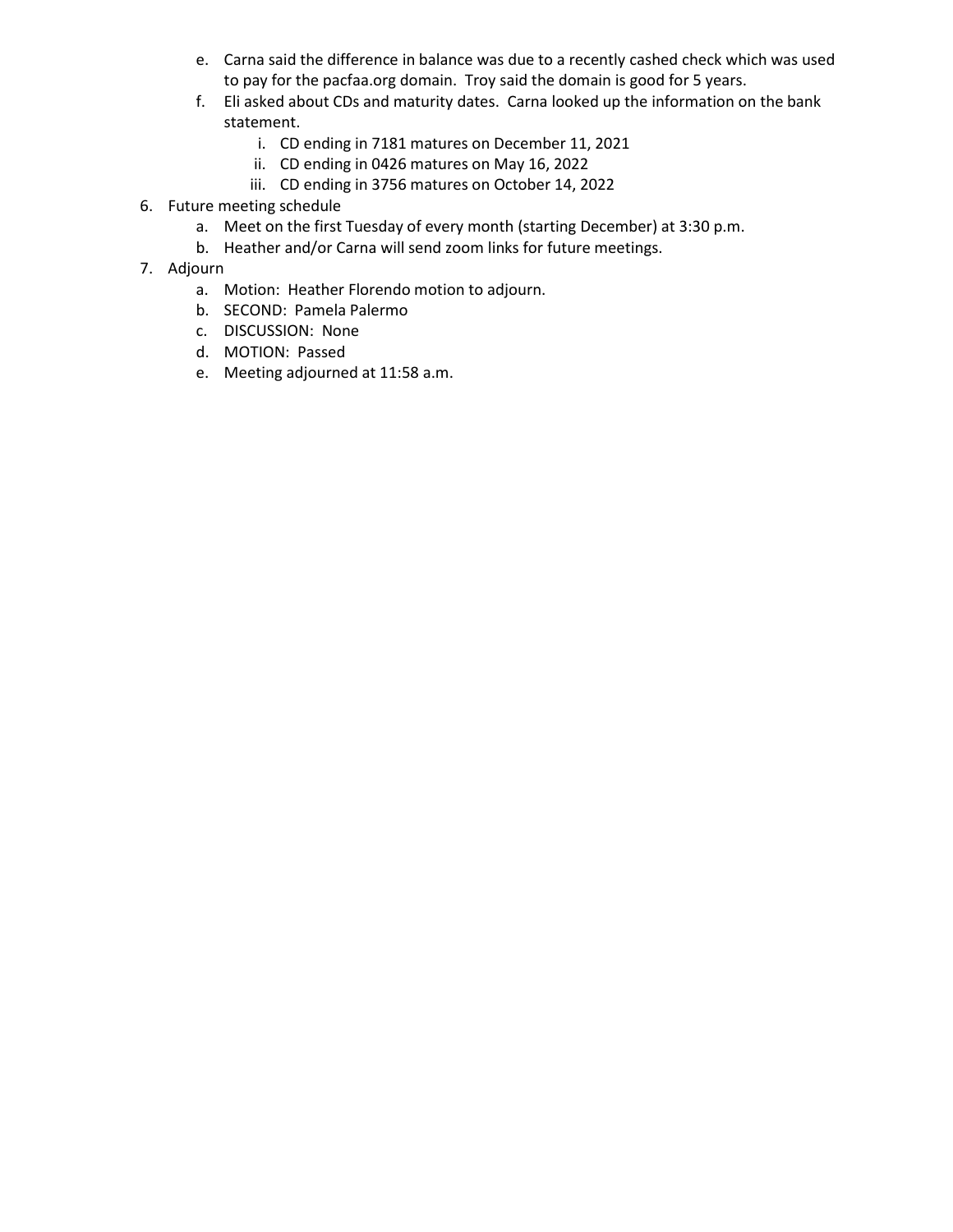e. Carna said the difference in balance was due to a recently cashed check which was used to pay for the pacfaa.org domain. Troy said the domain is good for 5 years.
   f. Eli asked about CDs and maturity dates. Carna looked up the information on the bank statement.
      i. CD ending in 7181 matures on December 11, 2021
      ii. CD ending in 0426 matures on May 16, 2022
      iii. CD ending in 3756 matures on October 14, 2022

6. Future meeting schedule
   a. Meet on the first Tuesday of every month (starting December) at 3:30 p.m.
   b. Heather and/or Carna will send zoom links for future meetings.

7. Adjourn
   a. Motion: Heather Florendo motion to adjourn.
   b. SECOND: Pamela Palermo
   c. DISCUSSION: None
   d. MOTION: Passed
   e. Meeting adjourned at 11:58 a.m.